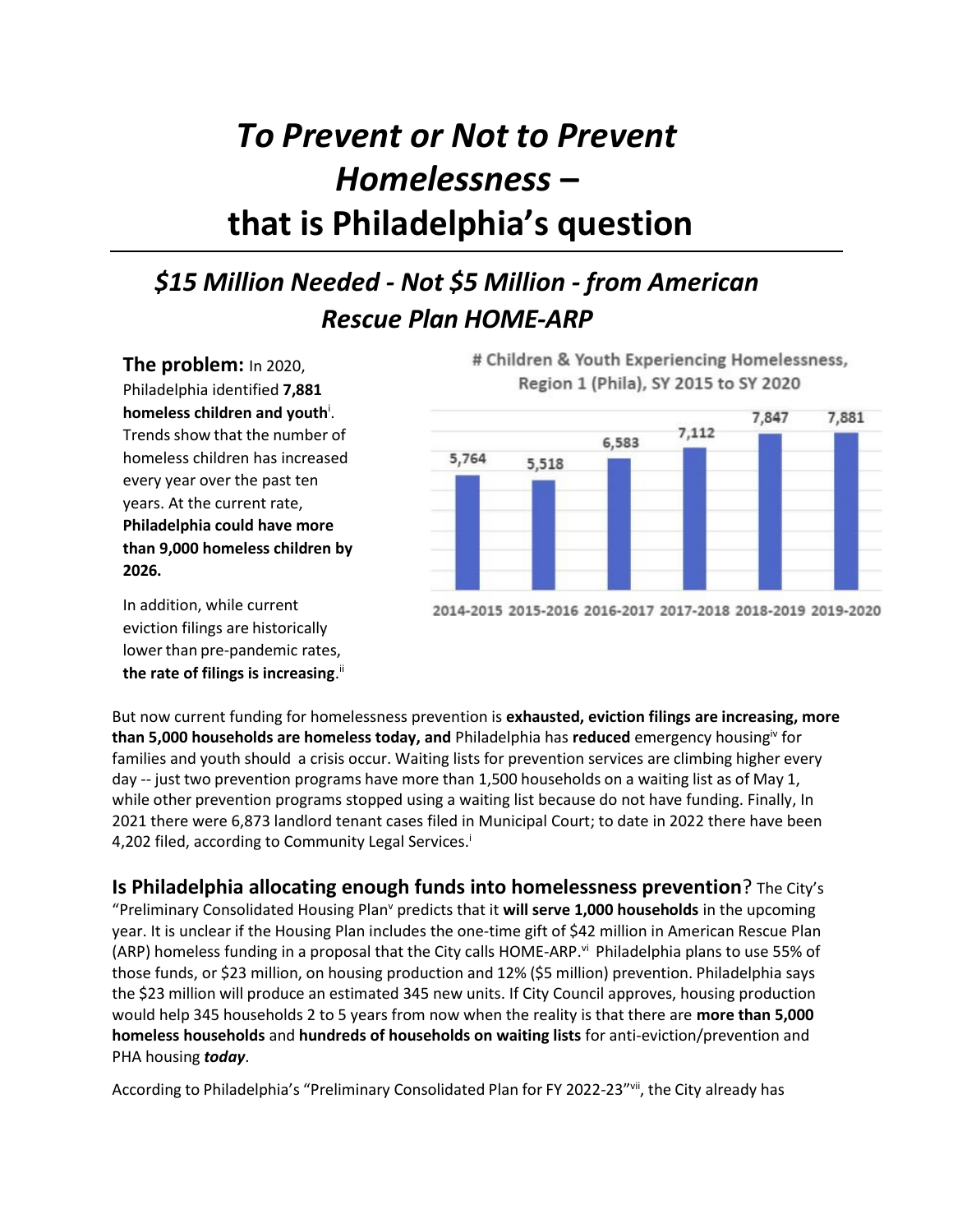# *To Prevent or Not to Prevent Homelessness –* that is Philadelphia's question

## *$15 Million Needed - Not $5 Million - from American Rescue Plan HOME-ARP*

**The problem:** In 2020, Philadelphia identified **7,881 homeless children and youth**[i]. Trends show that the number of homeless children has increased every year over the past ten years. At the current rate, **Philadelphia could have more than 9,000 homeless children by 2026.**

In addition, while current eviction filings are historically lower than pre-pandemic rates, **the rate of filings is increasing**.[ii]

# Children & Youth Experiencing Homelessness, Region 1 (Phila), SY 2015 to SY 2020

5,764
5,518
6,583
7,112
7,847
7,881

2014-2015 2015-2016 2016-2017 2017-2018 2018-2019 2019-2020

But now current funding for homelessness prevention is **exhausted, eviction filings are increasing, more than 5,000 households are homeless today, and** Philadelphia has **reduced** emergency housing[iv] for families and youth should a crisis occur. Waiting lists for prevention services are climbing higher every day -- just two prevention programs have more than 1,500 households on a waiting list as of May 1, while other prevention programs stopped using a waiting list because do not have funding. Finally, In 2021 there were 6,873 landlord tenant cases filed in Municipal Court; to date in 2022 there have been 4,202 filed, according to Community Legal Services.[i]

**Is Philadelphia allocating enough funds into homelessness prevention**? The City's "Preliminary Consolidated Housing Plan[v] predicts that it **will serve 1,000 households** in the upcoming year. It is unclear if the Housing Plan includes the one-time gift of $42 million in American Rescue Plan (ARP) homeless funding in a proposal that the City calls HOME-ARP.[vi] Philadelphia plans to use 55% of those funds, or $23 million, on housing production and 12% ($5 million) prevention. Philadelphia says the $23 million will produce an estimated 345 new units. If City Council approves, housing production would help 345 households 2 to 5 years from now when the reality is that there are **more than 5,000 homeless households** and **hundreds of households on waiting lists** for anti-eviction/prevention and PHA housing ***today***.

According to Philadelphia's "Preliminary Consolidated Plan for FY 2022-23"[vii], the City already has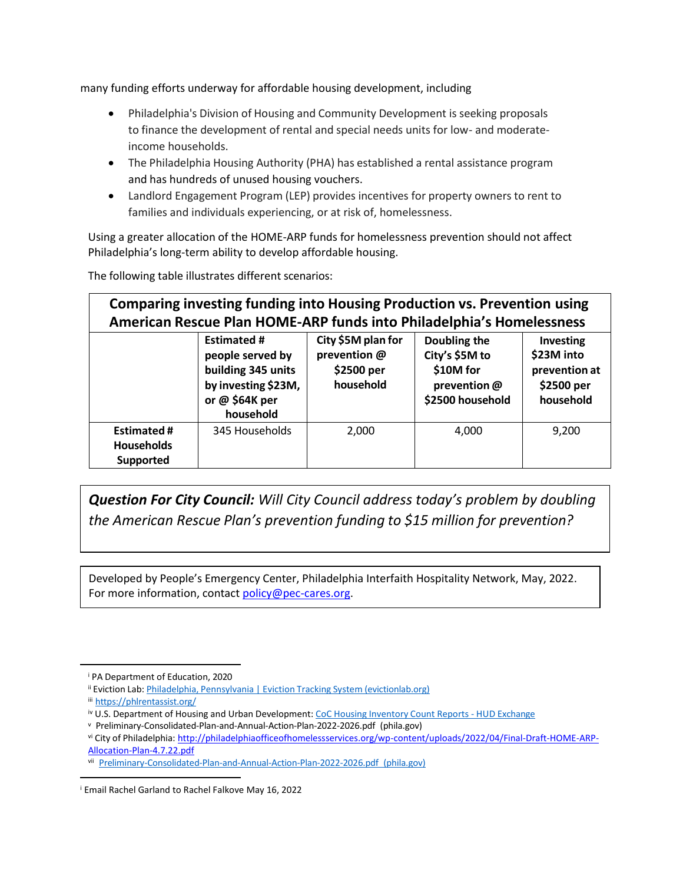many funding efforts underway for affordable housing development, including

- Philadelphia's Division of Housing and Community Development is seeking proposals to finance the development of rental and special needs units for low- and moderate-income households.
- The Philadelphia Housing Authority (PHA) has established a rental assistance program and has hundreds of unused housing vouchers.
- Landlord Engagement Program (LEP) provides incentives for property owners to rent to families and individuals experiencing, or at risk of, homelessness.

Using a greater allocation of the HOME-ARP funds for homelessness prevention should not affect Philadelphia's long-term ability to develop affordable housing.

The following table illustrates different scenarios:

**Comparing investing funding into Housing Production vs. Prevention using American Rescue Plan HOME-ARP funds into Philadelphia's Homelessness**

| | Estimated # people served by building 345 units by investing $23M, or @ $64K per household | City $5M plan for prevention @ $2500 per household | Doubling the City's $5M to $10M for prevention @ $2500 household | Investing $23M into prevention at $2500 per household |
|---|---|---|---|---|
| **Estimated # Households Supported** | 345 Households | 2,000 | 4,000 | 9,200 |

***Question For City Council:*** *Will City Council address today's problem by doubling the American Rescue Plan's prevention funding to $15 million for prevention?*

Developed by People's Emergency Center, Philadelphia Interfaith Hospitality Network, May, 2022. For more information, contact policy@pec-cares.org.

---

[i] PA Department of Education, 2020
[ii] Eviction Lab: Philadelphia, Pennsylvania | Eviction Tracking System (evictionlab.org)
[iii] https://phlrentassist.org/
[iv] U.S. Department of Housing and Urban Development: CoC Housing Inventory Count Reports - HUD Exchange
[v] Preliminary-Consolidated-Plan-and-Annual-Action-Plan-2022-2026.pdf (phila.gov)
[vi] City of Philadelphia: http://philadelphiaofficeofhomelessservices.org/wp-content/uploads/2022/04/Final-Draft-HOME-ARP-Allocation-Plan-4.7.22.pdf
[vii] Preliminary-Consolidated-Plan-and-Annual-Action-Plan-2022-2026.pdf (phila.gov)

---

[i] Email Rachel Garland to Rachel Falkove May 16, 2022